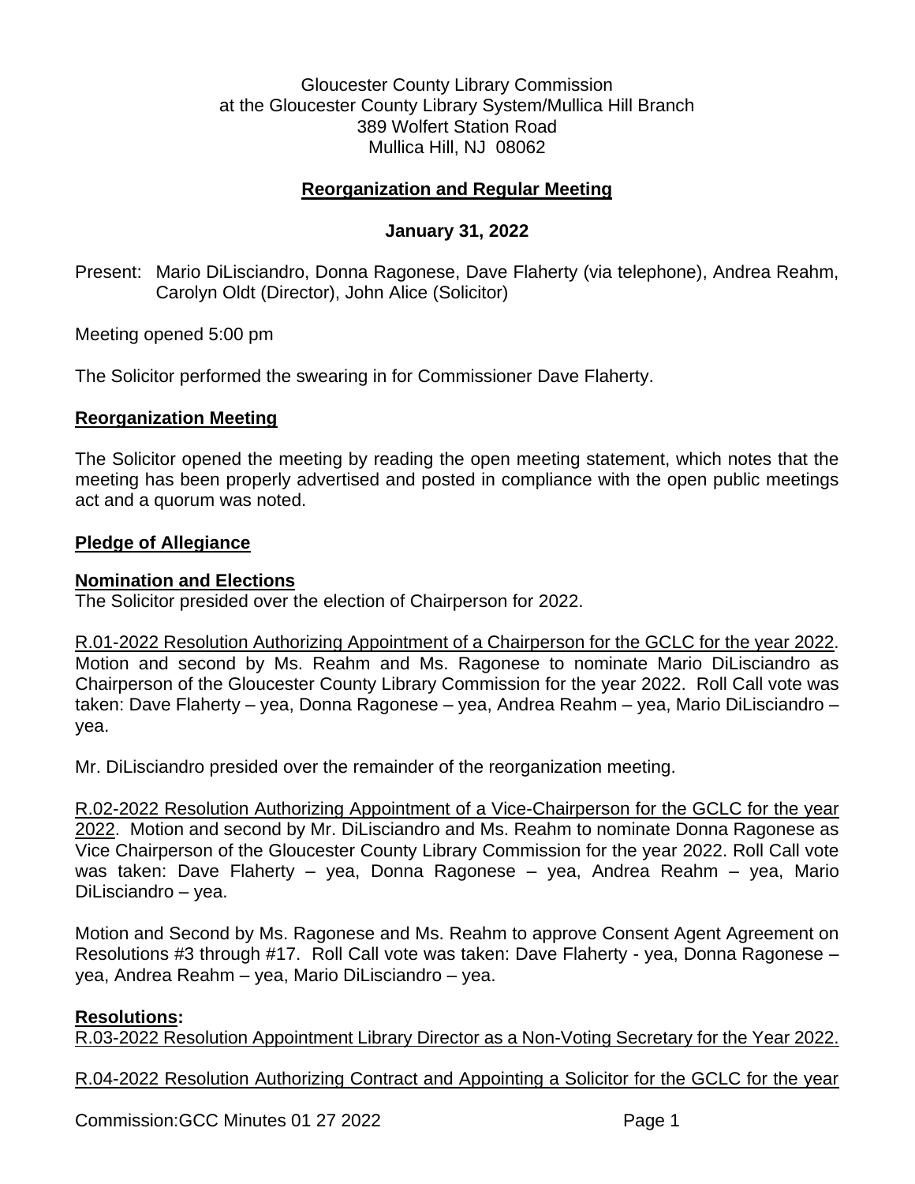Gloucester County Library Commission
at the Gloucester County Library System/Mullica Hill Branch
389 Wolfert Station Road
Mullica Hill, NJ 08062

## Reorganization and Regular Meeting

**January 31, 2022**

Present: Mario DiLisciandro, Donna Ragonese, Dave Flaherty (via telephone), Andrea Reahm, Carolyn Oldt (Director), John Alice (Solicitor)

Meeting opened 5:00 pm

The Solicitor performed the swearing in for Commissioner Dave Flaherty.

### Reorganization Meeting

The Solicitor opened the meeting by reading the open meeting statement, which notes that the meeting has been properly advertised and posted in compliance with the open public meetings act and a quorum was noted.

### Pledge of Allegiance

### Nomination and Elections

The Solicitor presided over the election of Chairperson for 2022.

R.01-2022 Resolution Authorizing Appointment of a Chairperson for the GCLC for the year 2022. Motion and second by Ms. Reahm and Ms. Ragonese to nominate Mario DiLisciandro as Chairperson of the Gloucester County Library Commission for the year 2022. Roll Call vote was taken: Dave Flaherty – yea, Donna Ragonese – yea, Andrea Reahm – yea, Mario DiLisciandro – yea.

Mr. DiLisciandro presided over the remainder of the reorganization meeting.

R.02-2022 Resolution Authorizing Appointment of a Vice-Chairperson for the GCLC for the year 2022. Motion and second by Mr. DiLisciandro and Ms. Reahm to nominate Donna Ragonese as Vice Chairperson of the Gloucester County Library Commission for the year 2022. Roll Call vote was taken: Dave Flaherty – yea, Donna Ragonese – yea, Andrea Reahm – yea, Mario DiLisciandro – yea.

Motion and Second by Ms. Ragonese and Ms. Reahm to approve Consent Agent Agreement on Resolutions #3 through #17. Roll Call vote was taken: Dave Flaherty - yea, Donna Ragonese – yea, Andrea Reahm – yea, Mario DiLisciandro – yea.

### Resolutions:

R.03-2022 Resolution Appointment Library Director as a Non-Voting Secretary for the Year 2022.

R.04-2022 Resolution Authorizing Contract and Appointing a Solicitor for the GCLC for the year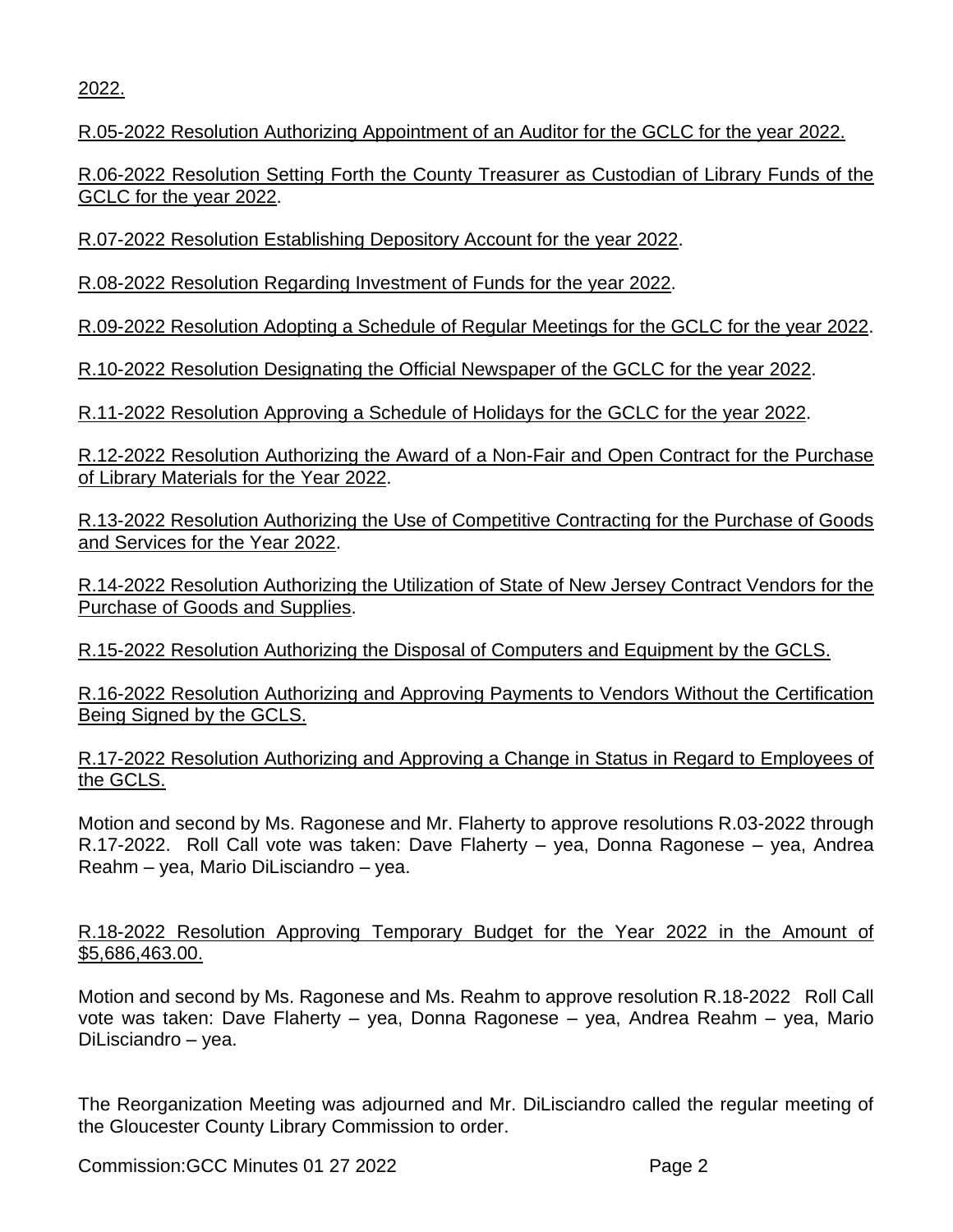2022.

R.05-2022 Resolution Authorizing Appointment of an Auditor for the GCLC for the year 2022.

R.06-2022 Resolution Setting Forth the County Treasurer as Custodian of Library Funds of the GCLC for the year 2022.

R.07-2022 Resolution Establishing Depository Account for the year 2022.

R.08-2022 Resolution Regarding Investment of Funds for the year 2022.

R.09-2022 Resolution Adopting a Schedule of Regular Meetings for the GCLC for the year 2022.

R.10-2022 Resolution Designating the Official Newspaper of the GCLC for the year 2022.

R.11-2022 Resolution Approving a Schedule of Holidays for the GCLC for the year 2022.

R.12-2022 Resolution Authorizing the Award of a Non-Fair and Open Contract for the Purchase of Library Materials for the Year 2022.

R.13-2022 Resolution Authorizing the Use of Competitive Contracting for the Purchase of Goods and Services for the Year 2022.

R.14-2022 Resolution Authorizing the Utilization of State of New Jersey Contract Vendors for the Purchase of Goods and Supplies.

R.15-2022 Resolution Authorizing the Disposal of Computers and Equipment by the GCLS.

R.16-2022 Resolution Authorizing and Approving Payments to Vendors Without the Certification Being Signed by the GCLS.

R.17-2022 Resolution Authorizing and Approving a Change in Status in Regard to Employees of the GCLS.

Motion and second by Ms. Ragonese and Mr. Flaherty to approve resolutions R.03-2022 through R.17-2022. Roll Call vote was taken: Dave Flaherty – yea, Donna Ragonese – yea, Andrea Reahm – yea, Mario DiLisciandro – yea.

R.18-2022 Resolution Approving Temporary Budget for the Year 2022 in the Amount of $5,686,463.00.

Motion and second by Ms. Ragonese and Ms. Reahm to approve resolution R.18-2022 Roll Call vote was taken: Dave Flaherty – yea, Donna Ragonese – yea, Andrea Reahm – yea, Mario DiLisciandro – yea.

The Reorganization Meeting was adjourned and Mr. DiLisciandro called the regular meeting of the Gloucester County Library Commission to order.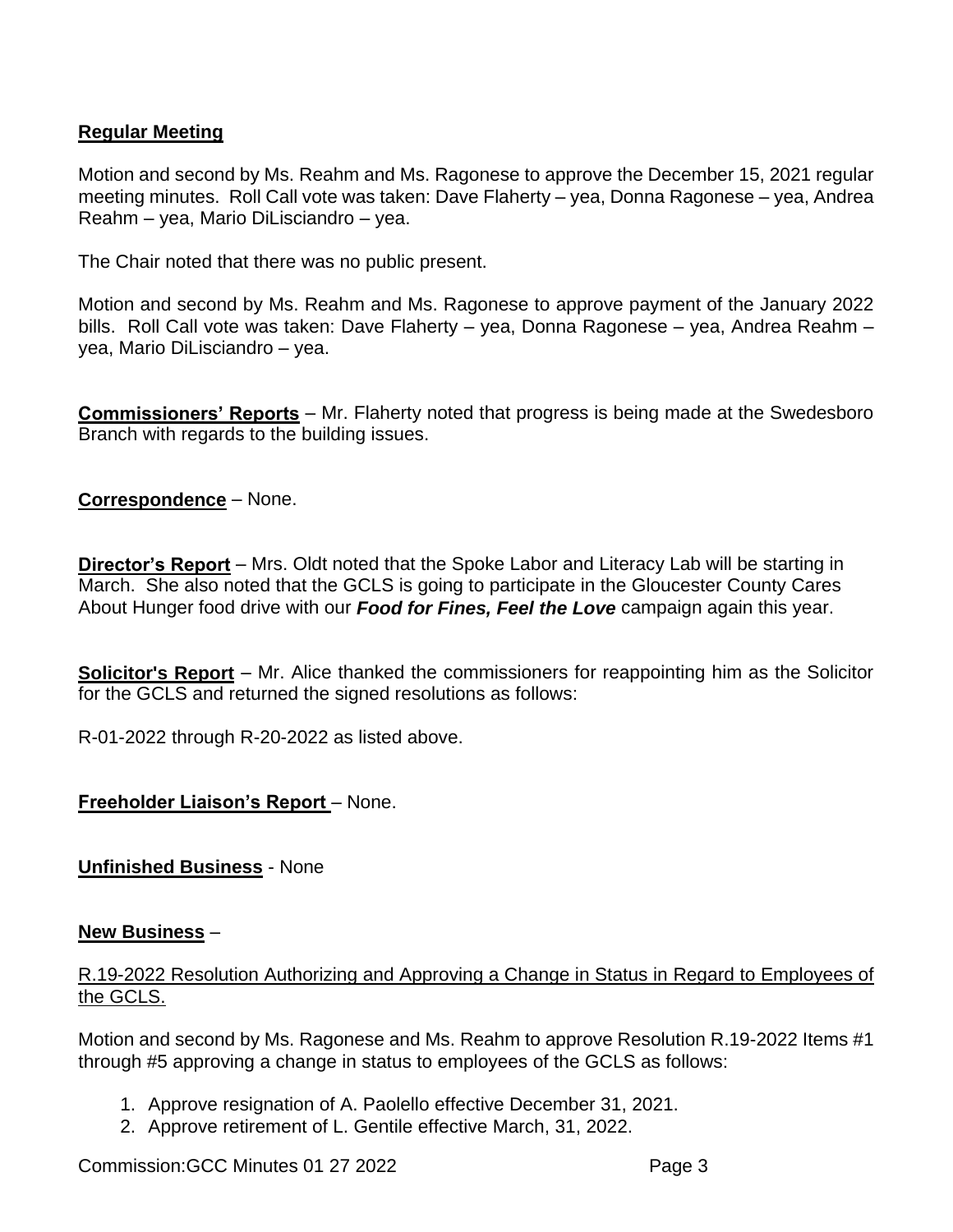**Regular Meeting**

Motion and second by Ms. Reahm and Ms. Ragonese to approve the December 15, 2021 regular meeting minutes. Roll Call vote was taken: Dave Flaherty – yea, Donna Ragonese – yea, Andrea Reahm – yea, Mario DiLisciandro – yea.

The Chair noted that there was no public present.

Motion and second by Ms. Reahm and Ms. Ragonese to approve payment of the January 2022 bills. Roll Call vote was taken: Dave Flaherty – yea, Donna Ragonese – yea, Andrea Reahm – yea, Mario DiLisciandro – yea.

**Commissioners' Reports** – Mr. Flaherty noted that progress is being made at the Swedesboro Branch with regards to the building issues.

**Correspondence** – None.

**Director's Report** – Mrs. Oldt noted that the Spoke Labor and Literacy Lab will be starting in March. She also noted that the GCLS is going to participate in the Gloucester County Cares About Hunger food drive with our ***Food for Fines, Feel the Love*** campaign again this year.

**Solicitor's Report** – Mr. Alice thanked the commissioners for reappointing him as the Solicitor for the GCLS and returned the signed resolutions as follows:

R-01-2022 through R-20-2022 as listed above.

**Freeholder Liaison's Report** – None.

**Unfinished Business** - None

**New Business** –

R.19-2022 Resolution Authorizing and Approving a Change in Status in Regard to Employees of the GCLS.

Motion and second by Ms. Ragonese and Ms. Reahm to approve Resolution R.19-2022 Items #1 through #5 approving a change in status to employees of the GCLS as follows:

1. Approve resignation of A. Paolello effective December 31, 2021.
2. Approve retirement of L. Gentile effective March, 31, 2022.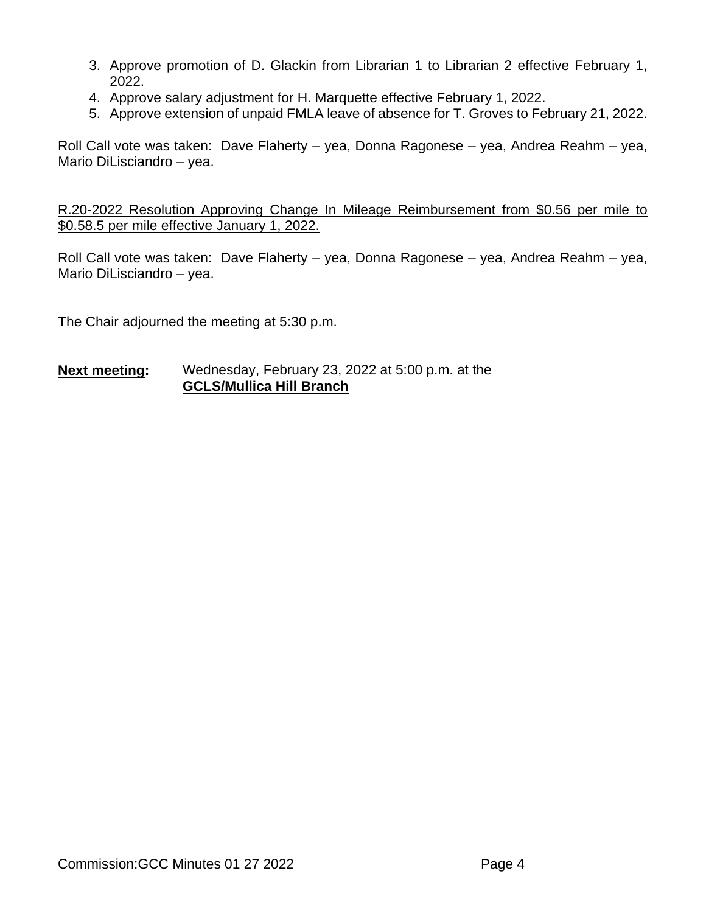3. Approve promotion of D. Glackin from Librarian 1 to Librarian 2 effective February 1, 2022.
4. Approve salary adjustment for H. Marquette effective February 1, 2022.
5. Approve extension of unpaid FMLA leave of absence for T. Groves to February 21, 2022.

Roll Call vote was taken: Dave Flaherty – yea, Donna Ragonese – yea, Andrea Reahm – yea, Mario DiLisciandro – yea.

R.20-2022 Resolution Approving Change In Mileage Reimbursement from $0.56 per mile to $0.58.5 per mile effective January 1, 2022.

Roll Call vote was taken: Dave Flaherty – yea, Donna Ragonese – yea, Andrea Reahm – yea, Mario DiLisciandro – yea.

The Chair adjourned the meeting at 5:30 p.m.

**Next meeting:** Wednesday, February 23, 2022 at 5:00 p.m. at the **GCLS/Mullica Hill Branch**